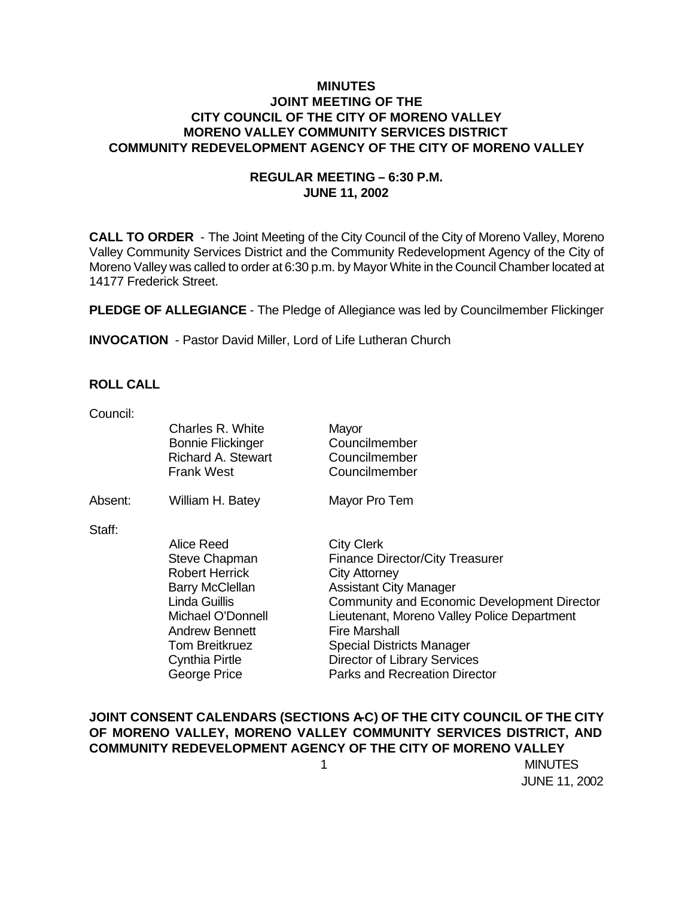# MINUTES
## JOINT MEETING OF THE
## CITY COUNCIL OF THE CITY OF MORENO VALLEY
## MORENO VALLEY COMMUNITY SERVICES DISTRICT
## COMMUNITY REDEVELOPMENT AGENCY OF THE CITY OF MORENO VALLEY

### REGULAR MEETING – 6:30 P.M.
### JUNE 11, 2002

**CALL TO ORDER** - The Joint Meeting of the City Council of the City of Moreno Valley, Moreno Valley Community Services District and the Community Redevelopment Agency of the City of Moreno Valley was called to order at 6:30 p.m. by Mayor White in the Council Chamber located at 14177 Frederick Street.

**PLEDGE OF ALLEGIANCE** - The Pledge of Allegiance was led by Councilmember Flickinger

**INVOCATION** - Pastor David Miller, Lord of Life Lutheran Church

**ROLL CALL**

Council:

| | | |
|---|---|---|
| | Charles R. White | Mayor |
| | Bonnie Flickinger | Councilmember |
| | Richard A. Stewart | Councilmember |
| | Frank West | Councilmember |
| Absent: | William H. Batey | Mayor Pro Tem |

Staff:

| | |
|---|---|
| Alice Reed | City Clerk |
| Steve Chapman | Finance Director/City Treasurer |
| Robert Herrick | City Attorney |
| Barry McClellan | Assistant City Manager |
| Linda Guillis | Community and Economic Development Director |
| Michael O'Donnell | Lieutenant, Moreno Valley Police Department |
| Andrew Bennett | Fire Marshall |
| Tom Breitkruez | Special Districts Manager |
| Cynthia Pirtle | Director of Library Services |
| George Price | Parks and Recreation Director |

**JOINT CONSENT CALENDARS (SECTIONS A-C) OF THE CITY COUNCIL OF THE CITY OF MORENO VALLEY, MORENO VALLEY COMMUNITY SERVICES DISTRICT, AND COMMUNITY REDEVELOPMENT AGENCY OF THE CITY OF MORENO VALLEY**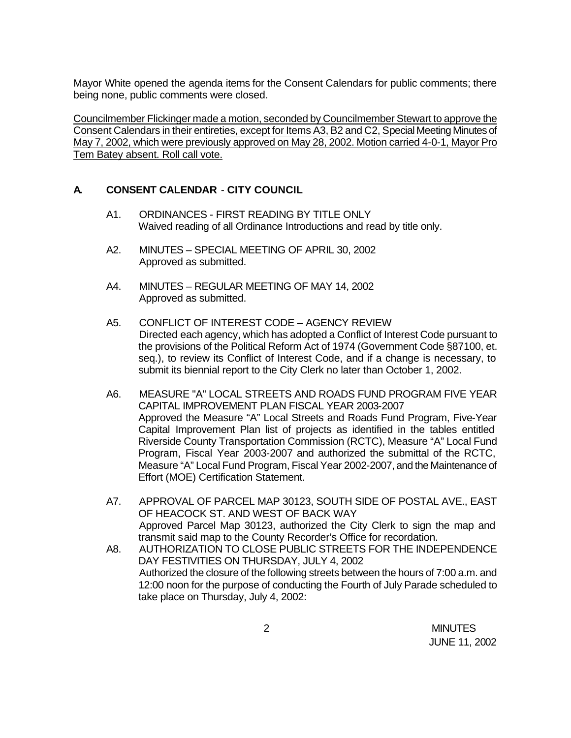Mayor White opened the agenda items for the Consent Calendars for public comments; there being none, public comments were closed.

<u>Councilmember Flickinger made a motion, seconded by Councilmember Stewart to approve the Consent Calendars in their entireties, except for Items A3, B2 and C2, Special Meeting Minutes of May 7, 2002, which were previously approved on May 28, 2002. Motion carried 4-0-1, Mayor Pro Tem Batey absent. Roll call vote.</u>

## A. CONSENT CALENDAR - CITY COUNCIL

A1. ORDINANCES - FIRST READING BY TITLE ONLY
Waived reading of all Ordinance Introductions and read by title only.

A2. MINUTES – SPECIAL MEETING OF APRIL 30, 2002
Approved as submitted.

A4. MINUTES – REGULAR MEETING OF MAY 14, 2002
Approved as submitted.

A5. CONFLICT OF INTEREST CODE – AGENCY REVIEW
Directed each agency, which has adopted a Conflict of Interest Code pursuant to the provisions of the Political Reform Act of 1974 (Government Code §87100, et. seq.), to review its Conflict of Interest Code, and if a change is necessary, to submit its biennial report to the City Clerk no later than October 1, 2002.

A6. MEASURE "A" LOCAL STREETS AND ROADS FUND PROGRAM FIVE YEAR CAPITAL IMPROVEMENT PLAN FISCAL YEAR 2003-2007
Approved the Measure "A" Local Streets and Roads Fund Program, Five-Year Capital Improvement Plan list of projects as identified in the tables entitled Riverside County Transportation Commission (RCTC), Measure "A" Local Fund Program, Fiscal Year 2003-2007 and authorized the submittal of the RCTC, Measure "A" Local Fund Program, Fiscal Year 2002-2007, and the Maintenance of Effort (MOE) Certification Statement.

A7. APPROVAL OF PARCEL MAP 30123, SOUTH SIDE OF POSTAL AVE., EAST OF HEACOCK ST. AND WEST OF BACK WAY
Approved Parcel Map 30123, authorized the City Clerk to sign the map and transmit said map to the County Recorder's Office for recordation.

A8. AUTHORIZATION TO CLOSE PUBLIC STREETS FOR THE INDEPENDENCE DAY FESTIVITIES ON THURSDAY, JULY 4, 2002
Authorized the closure of the following streets between the hours of 7:00 a.m. and 12:00 noon for the purpose of conducting the Fourth of July Parade scheduled to take place on Thursday, July 4, 2002: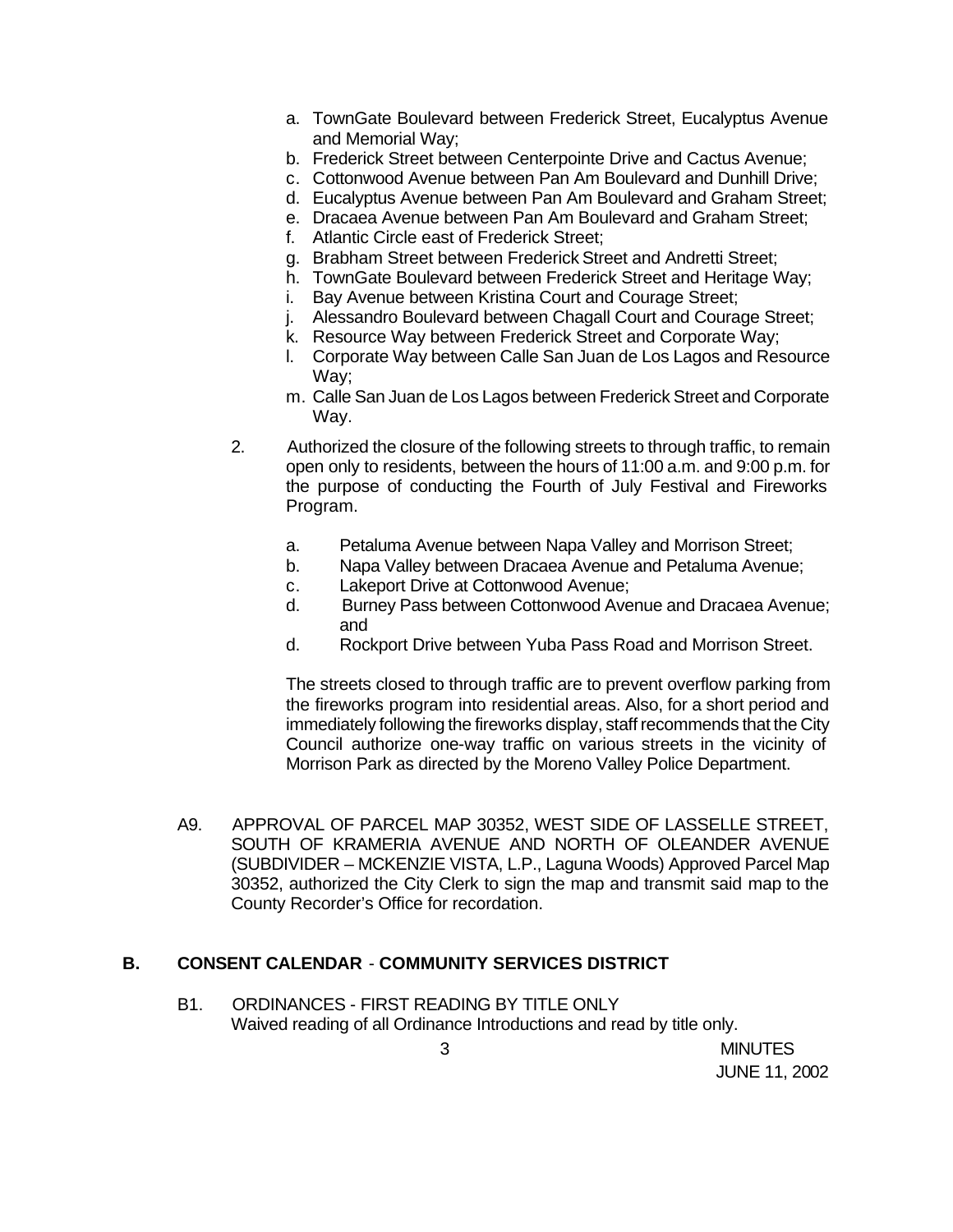a. TownGate Boulevard between Frederick Street, Eucalyptus Avenue and Memorial Way;
b. Frederick Street between Centerpointe Drive and Cactus Avenue;
c. Cottonwood Avenue between Pan Am Boulevard and Dunhill Drive;
d. Eucalyptus Avenue between Pan Am Boulevard and Graham Street;
e. Dracaea Avenue between Pan Am Boulevard and Graham Street;
f. Atlantic Circle east of Frederick Street;
g. Brabham Street between Frederick Street and Andretti Street;
h. TownGate Boulevard between Frederick Street and Heritage Way;
i. Bay Avenue between Kristina Court and Courage Street;
j. Alessandro Boulevard between Chagall Court and Courage Street;
k. Resource Way between Frederick Street and Corporate Way;
l. Corporate Way between Calle San Juan de Los Lagos and Resource Way;
m. Calle San Juan de Los Lagos between Frederick Street and Corporate Way.

2. Authorized the closure of the following streets to through traffic, to remain open only to residents, between the hours of 11:00 a.m. and 9:00 p.m. for the purpose of conducting the Fourth of July Festival and Fireworks Program.

   a. Petaluma Avenue between Napa Valley and Morrison Street;
   b. Napa Valley between Dracaea Avenue and Petaluma Avenue;
   c. Lakeport Drive at Cottonwood Avenue;
   d. Burney Pass between Cottonwood Avenue and Dracaea Avenue; and
   d. Rockport Drive between Yuba Pass Road and Morrison Street.

   The streets closed to through traffic are to prevent overflow parking from the fireworks program into residential areas. Also, for a short period and immediately following the fireworks display, staff recommends that the City Council authorize one-way traffic on various streets in the vicinity of Morrison Park as directed by the Moreno Valley Police Department.

A9. APPROVAL OF PARCEL MAP 30352, WEST SIDE OF LASSELLE STREET, SOUTH OF KRAMERIA AVENUE AND NORTH OF OLEANDER AVENUE (SUBDIVIDER – MCKENZIE VISTA, L.P., Laguna Woods) Approved Parcel Map 30352, authorized the City Clerk to sign the map and transmit said map to the County Recorder's Office for recordation.

## B. CONSENT CALENDAR - COMMUNITY SERVICES DISTRICT

B1. ORDINANCES - FIRST READING BY TITLE ONLY
Waived reading of all Ordinance Introductions and read by title only.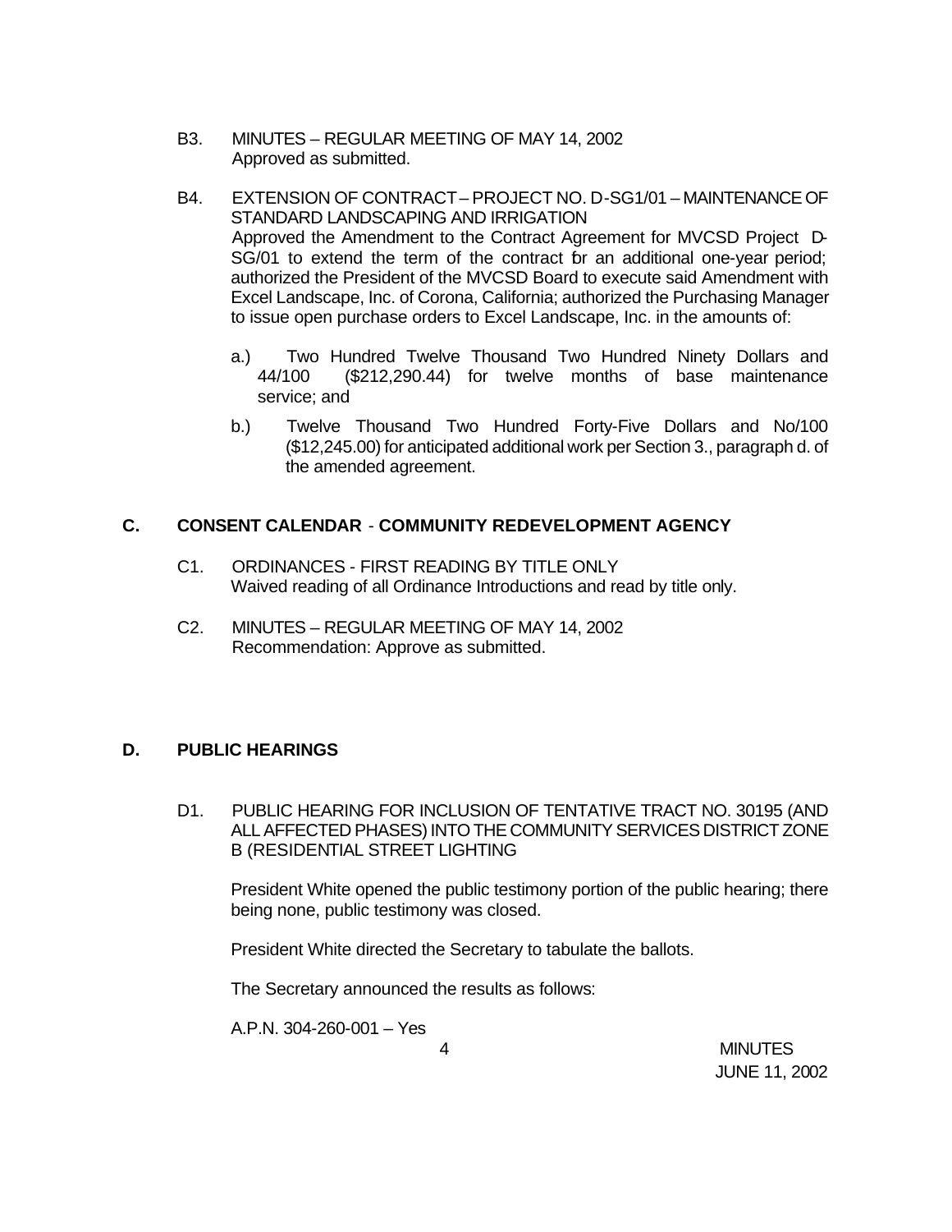B3. MINUTES – REGULAR MEETING OF MAY 14, 2002
Approved as submitted.

B4. EXTENSION OF CONTRACT – PROJECT NO. D-SG1/01 – MAINTENANCE OF STANDARD LANDSCAPING AND IRRIGATION
Approved the Amendment to the Contract Agreement for MVCSD Project D-SG/01 to extend the term of the contract for an additional one-year period; authorized the President of the MVCSD Board to execute said Amendment with Excel Landscape, Inc. of Corona, California; authorized the Purchasing Manager to issue open purchase orders to Excel Landscape, Inc. in the amounts of:

a.) Two Hundred Twelve Thousand Two Hundred Ninety Dollars and 44/100 ($212,290.44) for twelve months of base maintenance service; and

b.) Twelve Thousand Two Hundred Forty-Five Dollars and No/100 ($12,245.00) for anticipated additional work per Section 3., paragraph d. of the amended agreement.

## C. CONSENT CALENDAR - COMMUNITY REDEVELOPMENT AGENCY

C1. ORDINANCES - FIRST READING BY TITLE ONLY
Waived reading of all Ordinance Introductions and read by title only.

C2. MINUTES – REGULAR MEETING OF MAY 14, 2002
Recommendation: Approve as submitted.

## D. PUBLIC HEARINGS

D1. PUBLIC HEARING FOR INCLUSION OF TENTATIVE TRACT NO. 30195 (AND ALL AFFECTED PHASES) INTO THE COMMUNITY SERVICES DISTRICT ZONE B (RESIDENTIAL STREET LIGHTING

President White opened the public testimony portion of the public hearing; there being none, public testimony was closed.

President White directed the Secretary to tabulate the ballots.

The Secretary announced the results as follows:

A.P.N. 304-260-001 – Yes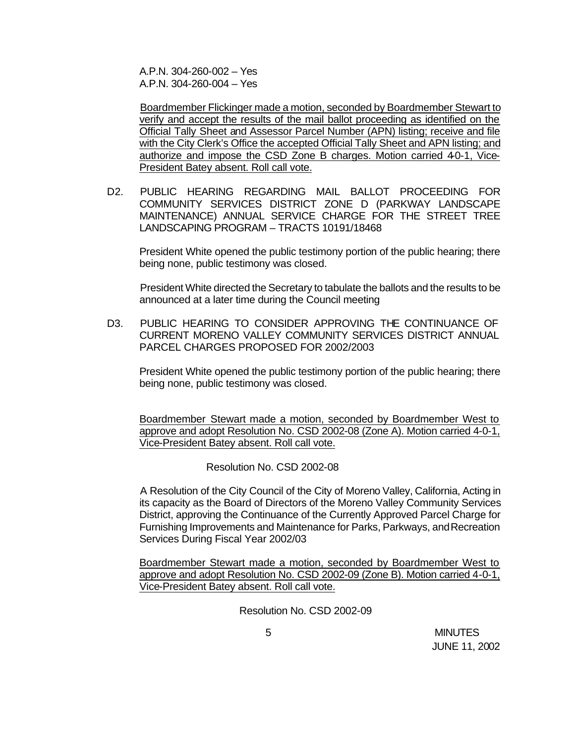A.P.N. 304-260-002 – Yes
A.P.N. 304-260-004 – Yes

Boardmember Flickinger made a motion, seconded by Boardmember Stewart to verify and accept the results of the mail ballot proceeding as identified on the Official Tally Sheet and Assessor Parcel Number (APN) listing; receive and file with the City Clerk's Office the accepted Official Tally Sheet and APN listing; and authorize and impose the CSD Zone B charges. Motion carried 4-0-1, Vice-President Batey absent. Roll call vote.

D2. PUBLIC HEARING REGARDING MAIL BALLOT PROCEEDING FOR COMMUNITY SERVICES DISTRICT ZONE D (PARKWAY LANDSCAPE MAINTENANCE) ANNUAL SERVICE CHARGE FOR THE STREET TREE LANDSCAPING PROGRAM – TRACTS 10191/18468

President White opened the public testimony portion of the public hearing; there being none, public testimony was closed.

President White directed the Secretary to tabulate the ballots and the results to be announced at a later time during the Council meeting

D3. PUBLIC HEARING TO CONSIDER APPROVING THE CONTINUANCE OF CURRENT MORENO VALLEY COMMUNITY SERVICES DISTRICT ANNUAL PARCEL CHARGES PROPOSED FOR 2002/2003

President White opened the public testimony portion of the public hearing; there being none, public testimony was closed.

Boardmember Stewart made a motion, seconded by Boardmember West to approve and adopt Resolution No. CSD 2002-08 (Zone A). Motion carried 4-0-1, Vice-President Batey absent. Roll call vote.

Resolution No. CSD 2002-08

A Resolution of the City Council of the City of Moreno Valley, California, Acting in its capacity as the Board of Directors of the Moreno Valley Community Services District, approving the Continuance of the Currently Approved Parcel Charge for Furnishing Improvements and Maintenance for Parks, Parkways, and Recreation Services During Fiscal Year 2002/03

Boardmember Stewart made a motion, seconded by Boardmember West to approve and adopt Resolution No. CSD 2002-09 (Zone B). Motion carried 4-0-1, Vice-President Batey absent. Roll call vote.

Resolution No. CSD 2002-09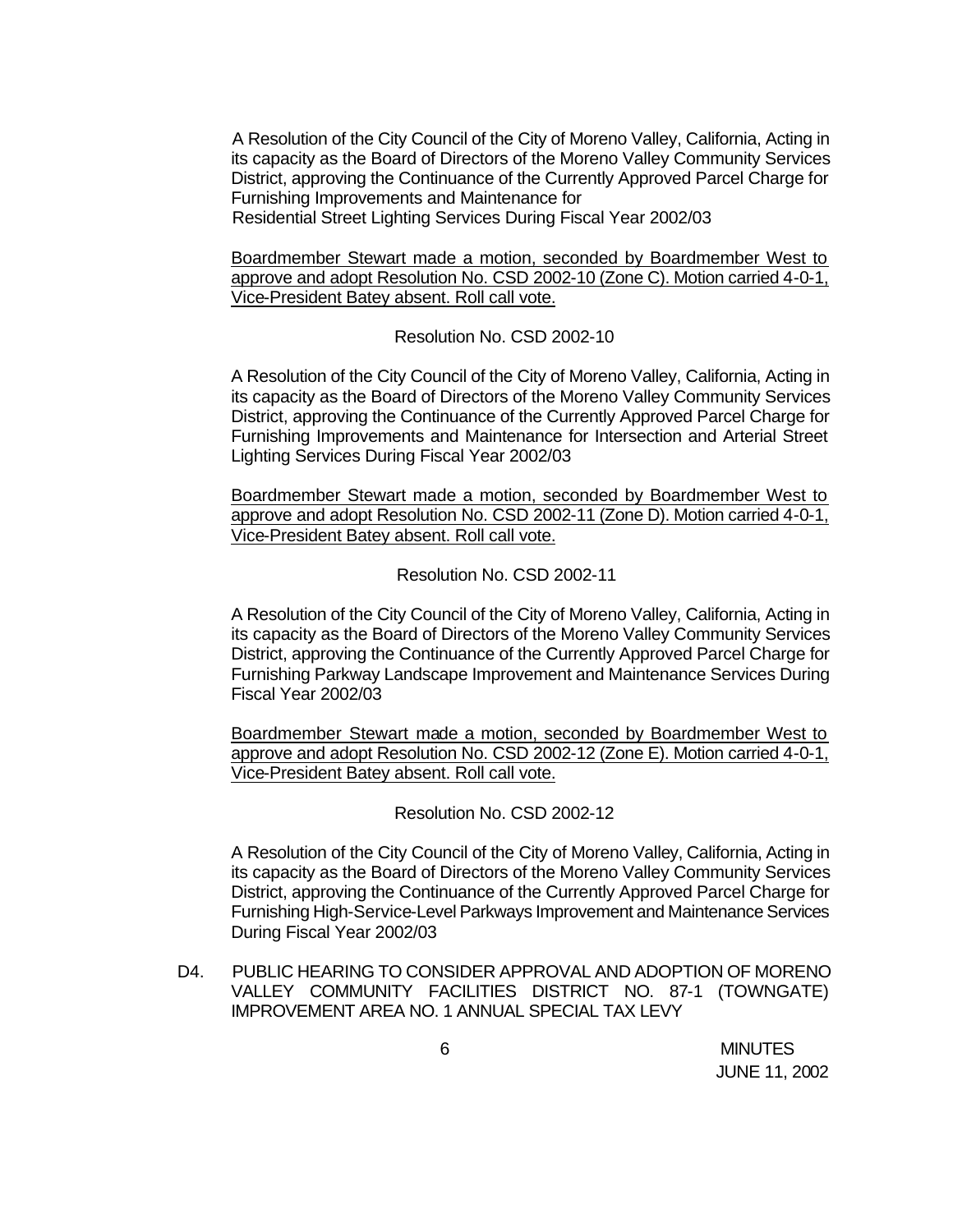A Resolution of the City Council of the City of Moreno Valley, California, Acting in its capacity as the Board of Directors of the Moreno Valley Community Services District, approving the Continuance of the Currently Approved Parcel Charge for Furnishing Improvements and Maintenance for Residential Street Lighting Services During Fiscal Year 2002/03

<u>Boardmember Stewart made a motion, seconded by Boardmember West to approve and adopt Resolution No. CSD 2002-10 (Zone C). Motion carried 4-0-1, Vice-President Batey absent. Roll call vote.</u>

Resolution No. CSD 2002-10

A Resolution of the City Council of the City of Moreno Valley, California, Acting in its capacity as the Board of Directors of the Moreno Valley Community Services District, approving the Continuance of the Currently Approved Parcel Charge for Furnishing Improvements and Maintenance for Intersection and Arterial Street Lighting Services During Fiscal Year 2002/03

<u>Boardmember Stewart made a motion, seconded by Boardmember West to approve and adopt Resolution No. CSD 2002-11 (Zone D). Motion carried 4-0-1, Vice-President Batey absent. Roll call vote.</u>

Resolution No. CSD 2002-11

A Resolution of the City Council of the City of Moreno Valley, California, Acting in its capacity as the Board of Directors of the Moreno Valley Community Services District, approving the Continuance of the Currently Approved Parcel Charge for Furnishing Parkway Landscape Improvement and Maintenance Services During Fiscal Year 2002/03

<u>Boardmember Stewart made a motion, seconded by Boardmember West to approve and adopt Resolution No. CSD 2002-12 (Zone E). Motion carried 4-0-1, Vice-President Batey absent. Roll call vote.</u>

Resolution No. CSD 2002-12

A Resolution of the City Council of the City of Moreno Valley, California, Acting in its capacity as the Board of Directors of the Moreno Valley Community Services District, approving the Continuance of the Currently Approved Parcel Charge for Furnishing High-Service-Level Parkways Improvement and Maintenance Services During Fiscal Year 2002/03

D4. PUBLIC HEARING TO CONSIDER APPROVAL AND ADOPTION OF MORENO VALLEY COMMUNITY FACILITIES DISTRICT NO. 87-1 (TOWNGATE) IMPROVEMENT AREA NO. 1 ANNUAL SPECIAL TAX LEVY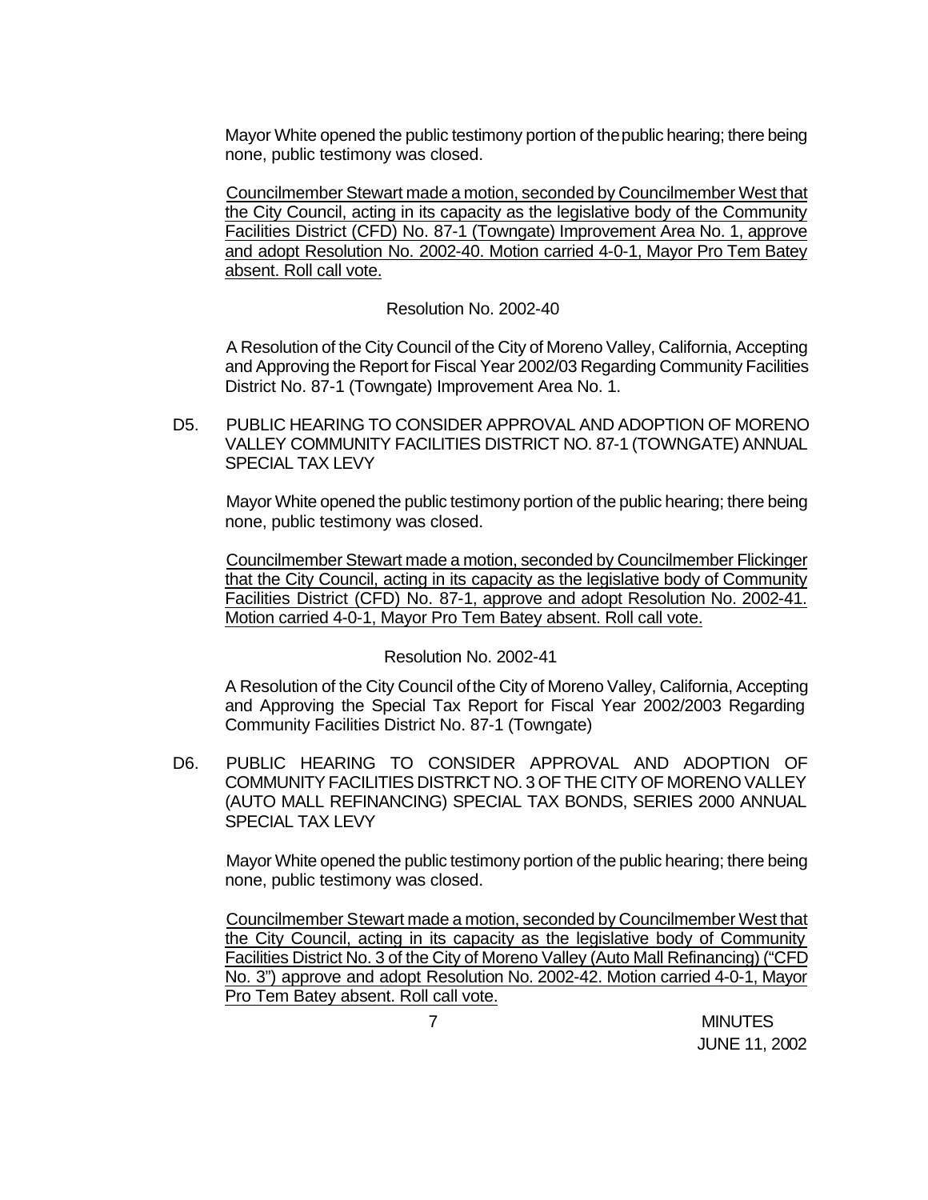Mayor White opened the public testimony portion of the public hearing; there being none, public testimony was closed.

Councilmember Stewart made a motion, seconded by Councilmember West that the City Council, acting in its capacity as the legislative body of the Community Facilities District (CFD) No. 87-1 (Towngate) Improvement Area No. 1, approve and adopt Resolution No. 2002-40. Motion carried 4-0-1, Mayor Pro Tem Batey absent. Roll call vote.

Resolution No. 2002-40

A Resolution of the City Council of the City of Moreno Valley, California, Accepting and Approving the Report for Fiscal Year 2002/03 Regarding Community Facilities District No. 87-1 (Towngate) Improvement Area No. 1.

D5. PUBLIC HEARING TO CONSIDER APPROVAL AND ADOPTION OF MORENO VALLEY COMMUNITY FACILITIES DISTRICT NO. 87-1 (TOWNGATE) ANNUAL SPECIAL TAX LEVY

Mayor White opened the public testimony portion of the public hearing; there being none, public testimony was closed.

Councilmember Stewart made a motion, seconded by Councilmember Flickinger that the City Council, acting in its capacity as the legislative body of Community Facilities District (CFD) No. 87-1, approve and adopt Resolution No. 2002-41. Motion carried 4-0-1, Mayor Pro Tem Batey absent. Roll call vote.

Resolution No. 2002-41

A Resolution of the City Council of the City of Moreno Valley, California, Accepting and Approving the Special Tax Report for Fiscal Year 2002/2003 Regarding Community Facilities District No. 87-1 (Towngate)

D6. PUBLIC HEARING TO CONSIDER APPROVAL AND ADOPTION OF COMMUNITY FACILITIES DISTRICT NO. 3 OF THE CITY OF MORENO VALLEY (AUTO MALL REFINANCING) SPECIAL TAX BONDS, SERIES 2000 ANNUAL SPECIAL TAX LEVY

Mayor White opened the public testimony portion of the public hearing; there being none, public testimony was closed.

Councilmember Stewart made a motion, seconded by Councilmember West that the City Council, acting in its capacity as the legislative body of Community Facilities District No. 3 of the City of Moreno Valley (Auto Mall Refinancing) ("CFD No. 3") approve and adopt Resolution No. 2002-42. Motion carried 4-0-1, Mayor Pro Tem Batey absent. Roll call vote.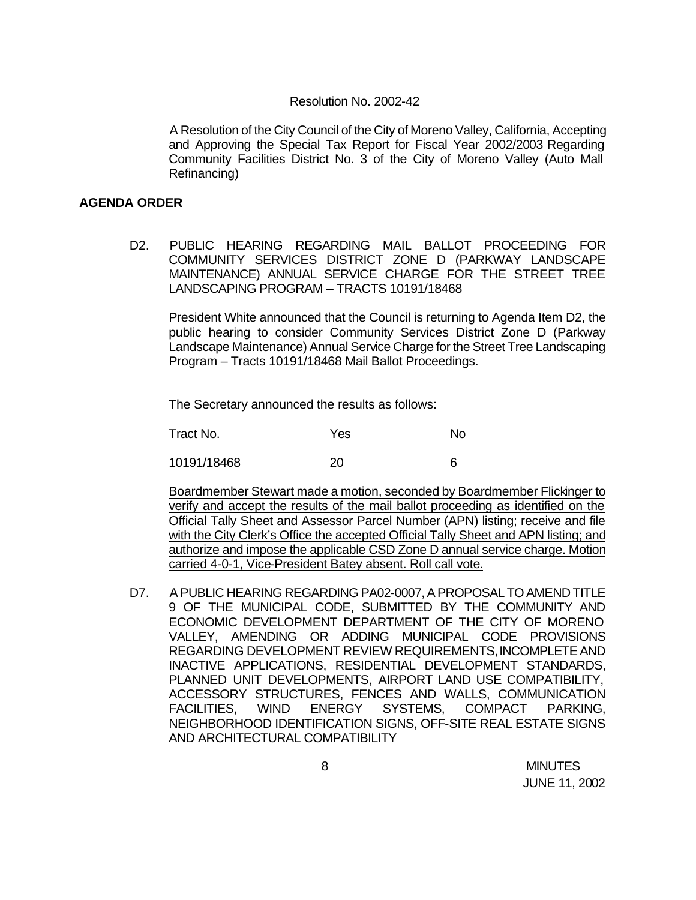Resolution No. 2002-42

A Resolution of the City Council of the City of Moreno Valley, California, Accepting and Approving the Special Tax Report for Fiscal Year 2002/2003 Regarding Community Facilities District No. 3 of the City of Moreno Valley (Auto Mall Refinancing)

**AGENDA ORDER**

D2. PUBLIC HEARING REGARDING MAIL BALLOT PROCEEDING FOR COMMUNITY SERVICES DISTRICT ZONE D (PARKWAY LANDSCAPE MAINTENANCE) ANNUAL SERVICE CHARGE FOR THE STREET TREE LANDSCAPING PROGRAM – TRACTS 10191/18468

President White announced that the Council is returning to Agenda Item D2, the public hearing to consider Community Services District Zone D (Parkway Landscape Maintenance) Annual Service Charge for the Street Tree Landscaping Program – Tracts 10191/18468 Mail Ballot Proceedings.

The Secretary announced the results as follows:

| Tract No. | Yes | No |
|---|---|---|
| 10191/18468 | 20 | 6 |

Boardmember Stewart made a motion, seconded by Boardmember Flickinger to verify and accept the results of the mail ballot proceeding as identified on the Official Tally Sheet and Assessor Parcel Number (APN) listing; receive and file with the City Clerk's Office the accepted Official Tally Sheet and APN listing; and authorize and impose the applicable CSD Zone D annual service charge. Motion carried 4-0-1, Vice-President Batey absent. Roll call vote.

D7. A PUBLIC HEARING REGARDING PA02-0007, A PROPOSAL TO AMEND TITLE 9 OF THE MUNICIPAL CODE, SUBMITTED BY THE COMMUNITY AND ECONOMIC DEVELOPMENT DEPARTMENT OF THE CITY OF MORENO VALLEY, AMENDING OR ADDING MUNICIPAL CODE PROVISIONS REGARDING DEVELOPMENT REVIEW REQUIREMENTS, INCOMPLETE AND INACTIVE APPLICATIONS, RESIDENTIAL DEVELOPMENT STANDARDS, PLANNED UNIT DEVELOPMENTS, AIRPORT LAND USE COMPATIBILITY, ACCESSORY STRUCTURES, FENCES AND WALLS, COMMUNICATION FACILITIES, WIND ENERGY SYSTEMS, COMPACT PARKING, NEIGHBORHOOD IDENTIFICATION SIGNS, OFF-SITE REAL ESTATE SIGNS AND ARCHITECTURAL COMPATIBILITY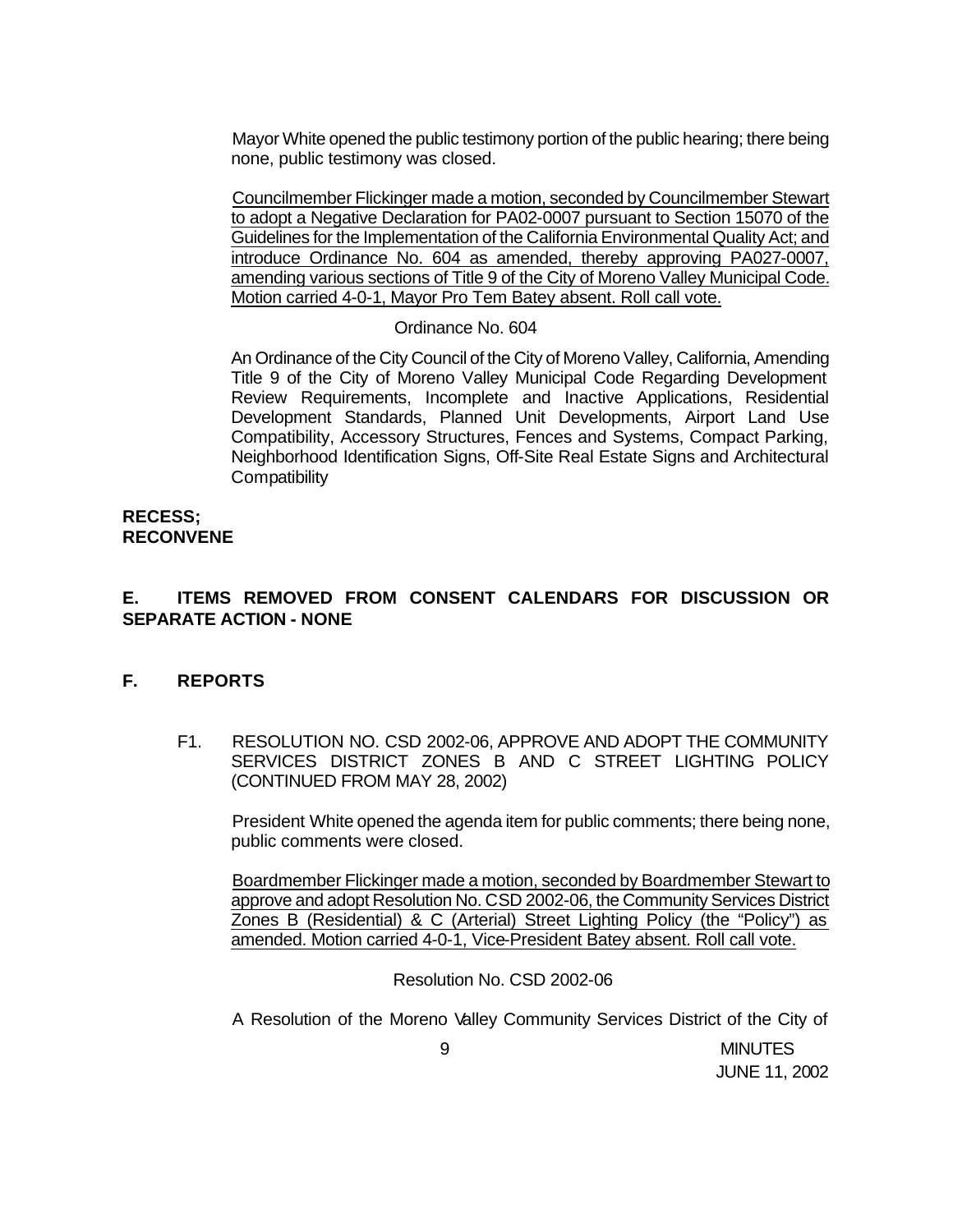Mayor White opened the public testimony portion of the public hearing; there being none, public testimony was closed.

<u>Councilmember Flickinger made a motion, seconded by Councilmember Stewart to adopt a Negative Declaration for PA02-0007 pursuant to Section 15070 of the Guidelines for the Implementation of the California Environmental Quality Act; and introduce Ordinance No. 604 as amended, thereby approving PA027-0007, amending various sections of Title 9 of the City of Moreno Valley Municipal Code. Motion carried 4-0-1, Mayor Pro Tem Batey absent. Roll call vote.</u>

Ordinance No. 604

An Ordinance of the City Council of the City of Moreno Valley, California, Amending Title 9 of the City of Moreno Valley Municipal Code Regarding Development Review Requirements, Incomplete and Inactive Applications, Residential Development Standards, Planned Unit Developments, Airport Land Use Compatibility, Accessory Structures, Fences and Systems, Compact Parking, Neighborhood Identification Signs, Off-Site Real Estate Signs and Architectural Compatibility

**RECESS;**
**RECONVENE**

## E. ITEMS REMOVED FROM CONSENT CALENDARS FOR DISCUSSION OR SEPARATE ACTION - NONE

## F. REPORTS

F1. RESOLUTION NO. CSD 2002-06, APPROVE AND ADOPT THE COMMUNITY SERVICES DISTRICT ZONES B AND C STREET LIGHTING POLICY (CONTINUED FROM MAY 28, 2002)

President White opened the agenda item for public comments; there being none, public comments were closed.

<u>Boardmember Flickinger made a motion, seconded by Boardmember Stewart to approve and adopt Resolution No. CSD 2002-06, the Community Services District Zones B (Residential) & C (Arterial) Street Lighting Policy (the "Policy") as amended. Motion carried 4-0-1, Vice-President Batey absent. Roll call vote.</u>

Resolution No. CSD 2002-06

A Resolution of the Moreno Valley Community Services District of the City of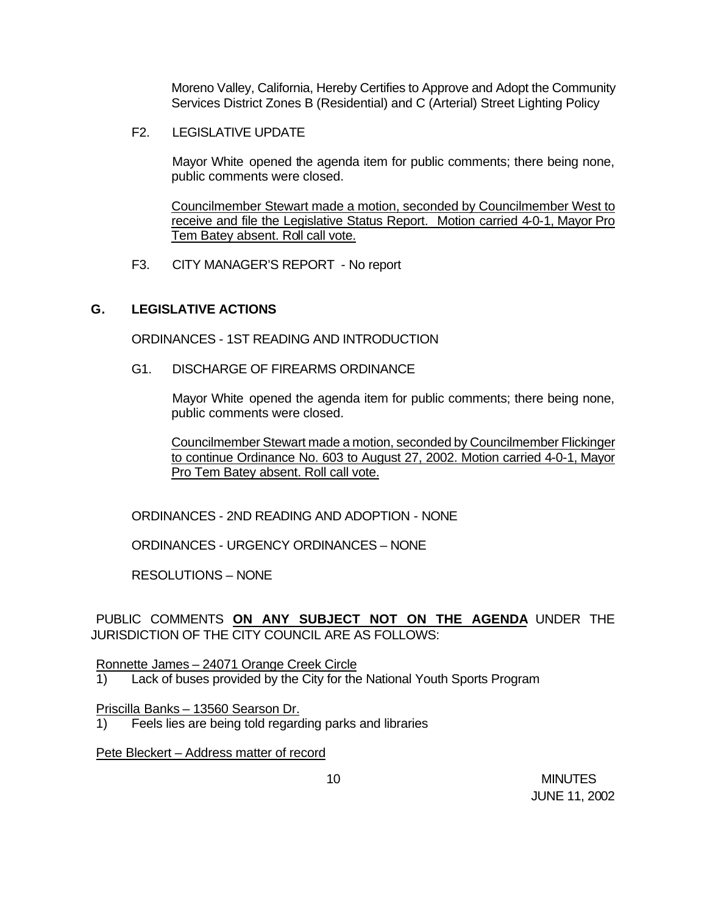Moreno Valley, California, Hereby Certifies to Approve and Adopt the Community Services District Zones B (Residential) and C (Arterial) Street Lighting Policy

F2. LEGISLATIVE UPDATE

Mayor White opened the agenda item for public comments; there being none, public comments were closed.

Councilmember Stewart made a motion, seconded by Councilmember West to receive and file the Legislative Status Report. Motion carried 4-0-1, Mayor Pro Tem Batey absent. Roll call vote.

F3. CITY MANAGER'S REPORT - No report

## G. LEGISLATIVE ACTIONS

ORDINANCES - 1ST READING AND INTRODUCTION

G1. DISCHARGE OF FIREARMS ORDINANCE

Mayor White opened the agenda item for public comments; there being none, public comments were closed.

Councilmember Stewart made a motion, seconded by Councilmember Flickinger to continue Ordinance No. 603 to August 27, 2002. Motion carried 4-0-1, Mayor Pro Tem Batey absent. Roll call vote.

ORDINANCES - 2ND READING AND ADOPTION - NONE

ORDINANCES - URGENCY ORDINANCES – NONE

RESOLUTIONS – NONE

PUBLIC COMMENTS **ON ANY SUBJECT NOT ON THE AGENDA** UNDER THE JURISDICTION OF THE CITY COUNCIL ARE AS FOLLOWS:

Ronnette James – 24071 Orange Creek Circle
1) Lack of buses provided by the City for the National Youth Sports Program

Priscilla Banks – 13560 Searson Dr.
1) Feels lies are being told regarding parks and libraries

Pete Bleckert – Address matter of record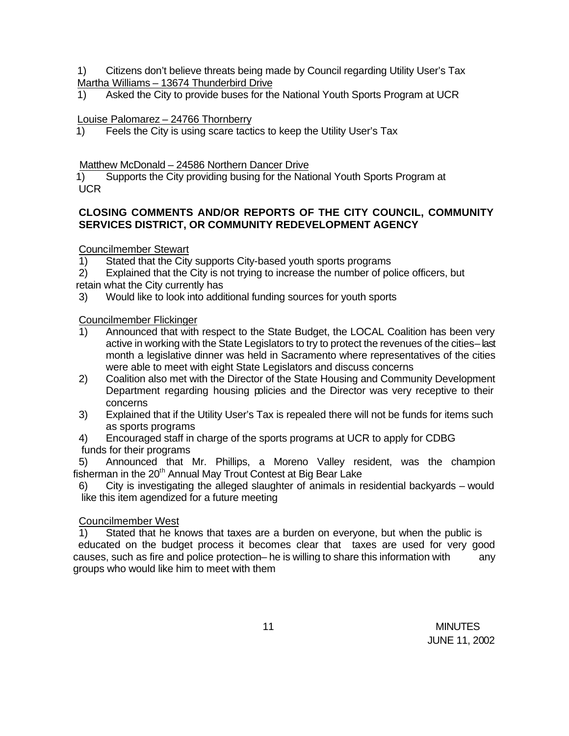1) Citizens don't believe threats being made by Council regarding Utility User's Tax

Martha Williams – 13674 Thunderbird Drive

1) Asked the City to provide buses for the National Youth Sports Program at UCR

Louise Palomarez – 24766 Thornberry

1) Feels the City is using scare tactics to keep the Utility User's Tax

Matthew McDonald – 24586 Northern Dancer Drive

1) Supports the City providing busing for the National Youth Sports Program at UCR

**CLOSING COMMENTS AND/OR REPORTS OF THE CITY COUNCIL, COMMUNITY SERVICES DISTRICT, OR COMMUNITY REDEVELOPMENT AGENCY**

Councilmember Stewart

1) Stated that the City supports City-based youth sports programs
2) Explained that the City is not trying to increase the number of police officers, but retain what the City currently has
3) Would like to look into additional funding sources for youth sports

Councilmember Flickinger

1) Announced that with respect to the State Budget, the LOCAL Coalition has been very active in working with the State Legislators to try to protect the revenues of the cities– last month a legislative dinner was held in Sacramento where representatives of the cities were able to meet with eight State Legislators and discuss concerns
2) Coalition also met with the Director of the State Housing and Community Development Department regarding housing policies and the Director was very receptive to their concerns
3) Explained that if the Utility User's Tax is repealed there will not be funds for items such as sports programs
4) Encouraged staff in charge of the sports programs at UCR to apply for CDBG funds for their programs
5) Announced that Mr. Phillips, a Moreno Valley resident, was the champion fisherman in the 20th Annual May Trout Contest at Big Bear Lake
6) City is investigating the alleged slaughter of animals in residential backyards – would like this item agendized for a future meeting

Councilmember West

1) Stated that he knows that taxes are a burden on everyone, but when the public is educated on the budget process it becomes clear that taxes are used for very good causes, such as fire and police protection– he is willing to share this information with any groups who would like him to meet with them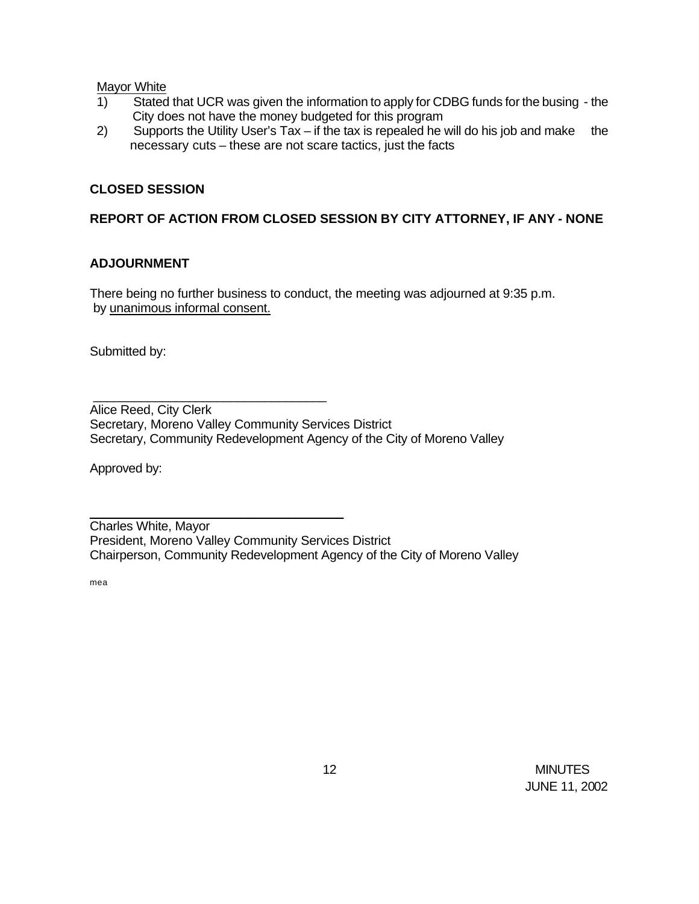Mayor White

1) Stated that UCR was given the information to apply for CDBG funds for the busing - the City does not have the money budgeted for this program
2) Supports the Utility User's Tax – if the tax is repealed he will do his job and make the necessary cuts – these are not scare tactics, just the facts

**CLOSED SESSION**

**REPORT OF ACTION FROM CLOSED SESSION BY CITY ATTORNEY, IF ANY - NONE**

**ADJOURNMENT**

There being no further business to conduct, the meeting was adjourned at 9:35 p.m. by unanimous informal consent.

Submitted by:

\_\_\_\_\_\_\_\_\_\_\_\_\_\_\_\_\_\_\_\_\_\_\_\_\_\_\_\_\_\_\_\_\_\_

Alice Reed, City Clerk
Secretary, Moreno Valley Community Services District
Secretary, Community Redevelopment Agency of the City of Moreno Valley

Approved by:

\_\_\_\_\_\_\_\_\_\_\_\_\_\_\_\_\_\_\_\_\_\_\_\_\_\_\_\_\_\_\_\_\_\_

Charles White, Mayor
President, Moreno Valley Community Services District
Chairperson, Community Redevelopment Agency of the City of Moreno Valley

mea